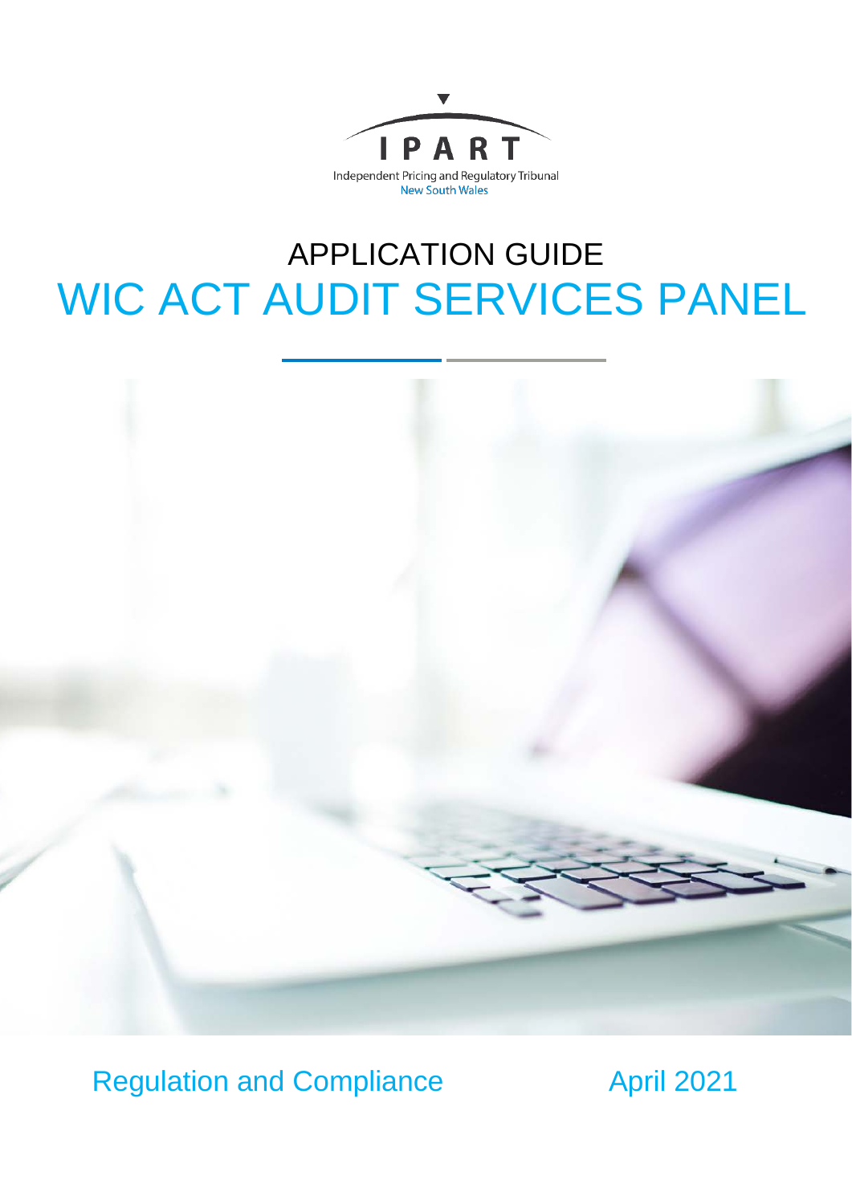IPART

Independent Pricing and Regulatory Tribunal
New South Wales

# APPLICATION GUIDE
# WIC ACT AUDIT SERVICES PANEL

Regulation and Compliance

April 2021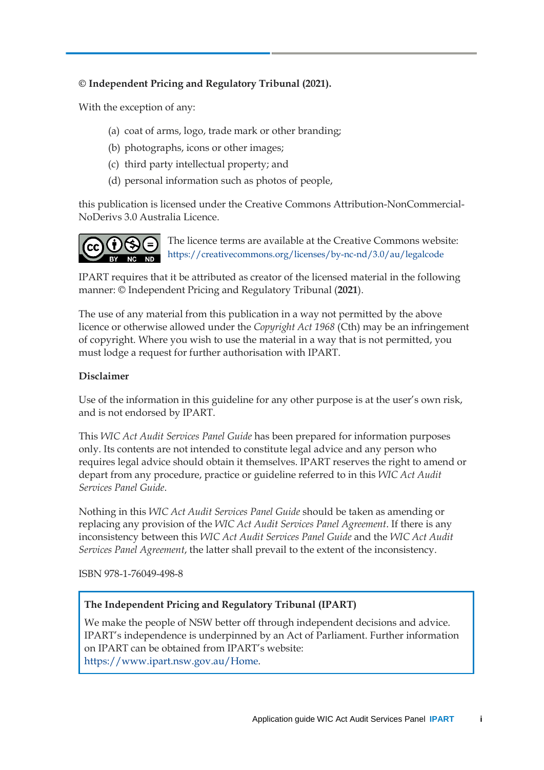**© Independent Pricing and Regulatory Tribunal (2021).**

With the exception of any:

(a) coat of arms, logo, trade mark or other branding;

(b) photographs, icons or other images;

(c) third party intellectual property; and

(d) personal information such as photos of people,

this publication is licensed under the Creative Commons Attribution-NonCommercial-NoDerivs 3.0 Australia Licence.

The licence terms are available at the Creative Commons website: https://creativecommons.org/licenses/by-nc-nd/3.0/au/legalcode

IPART requires that it be attributed as creator of the licensed material in the following manner: © Independent Pricing and Regulatory Tribunal (**2021**).

The use of any material from this publication in a way not permitted by the above licence or otherwise allowed under the *Copyright Act 1968* (Cth) may be an infringement of copyright. Where you wish to use the material in a way that is not permitted, you must lodge a request for further authorisation with IPART.

**Disclaimer**

Use of the information in this guideline for any other purpose is at the user's own risk, and is not endorsed by IPART.

This *WIC Act Audit Services Panel Guide* has been prepared for information purposes only. Its contents are not intended to constitute legal advice and any person who requires legal advice should obtain it themselves. IPART reserves the right to amend or depart from any procedure, practice or guideline referred to in this *WIC Act Audit Services Panel Guide*.

Nothing in this *WIC Act Audit Services Panel Guide* should be taken as amending or replacing any provision of the *WIC Act Audit Services Panel Agreement*. If there is any inconsistency between this *WIC Act Audit Services Panel Guide* and the *WIC Act Audit Services Panel Agreement*, the latter shall prevail to the extent of the inconsistency.

ISBN 978-1-76049-498-8

**The Independent Pricing and Regulatory Tribunal (IPART)**

We make the people of NSW better off through independent decisions and advice. IPART's independence is underpinned by an Act of Parliament. Further information on IPART can be obtained from IPART's website: https://www.ipart.nsw.gov.au/Home.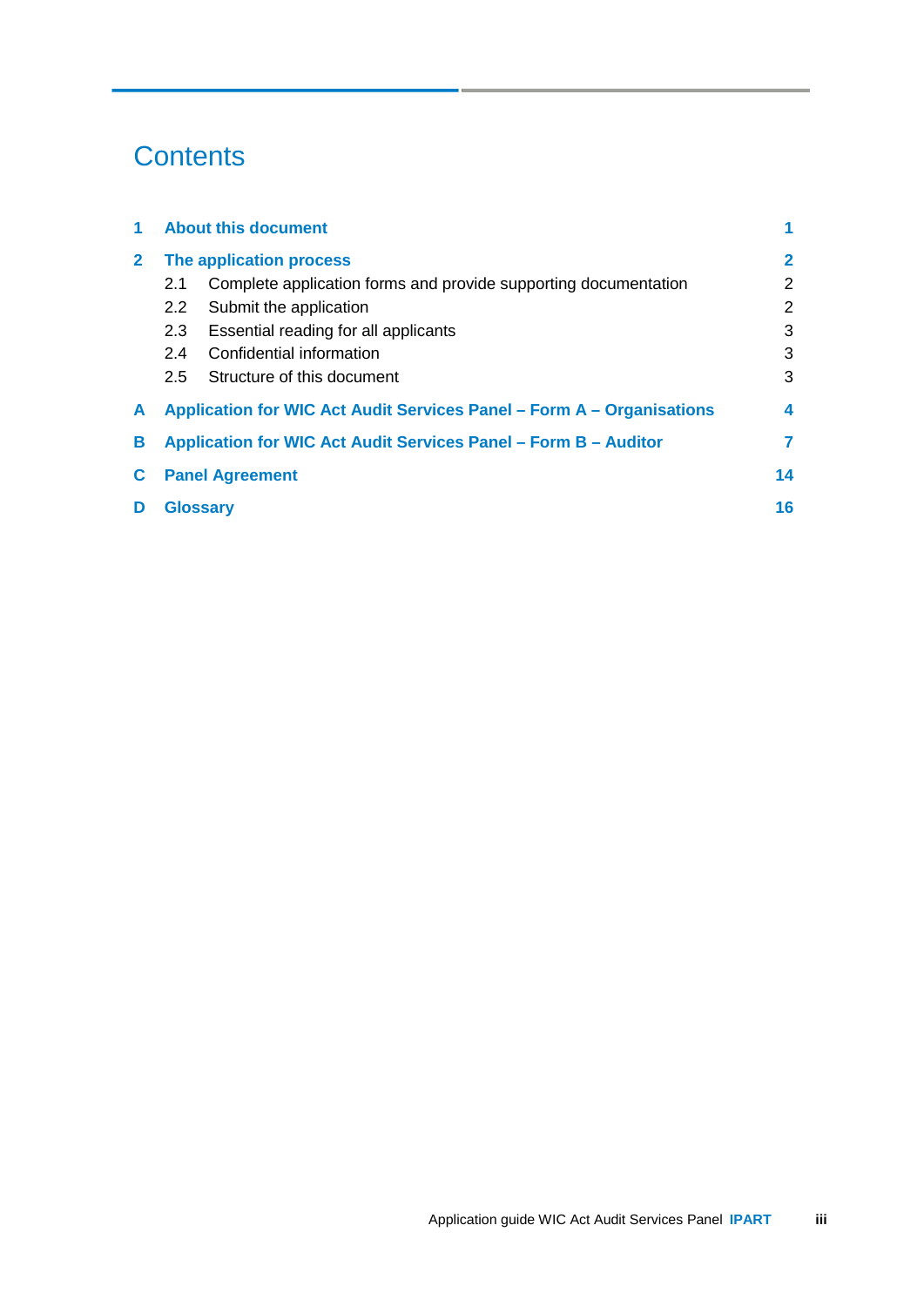# Contents

| | | |
|---|---|---|
| **1** | **About this document** | **1** |
| **2** | **The application process** | **2** |
| | 2.1 Complete application forms and provide supporting documentation | 2 |
| | 2.2 Submit the application | 2 |
| | 2.3 Essential reading for all applicants | 3 |
| | 2.4 Confidential information | 3 |
| | 2.5 Structure of this document | 3 |
| **A** | **Application for WIC Act Audit Services Panel – Form A – Organisations** | **4** |
| **B** | **Application for WIC Act Audit Services Panel – Form B – Auditor** | **7** |
| **C** | **Panel Agreement** | **14** |
| **D** | **Glossary** | **16** |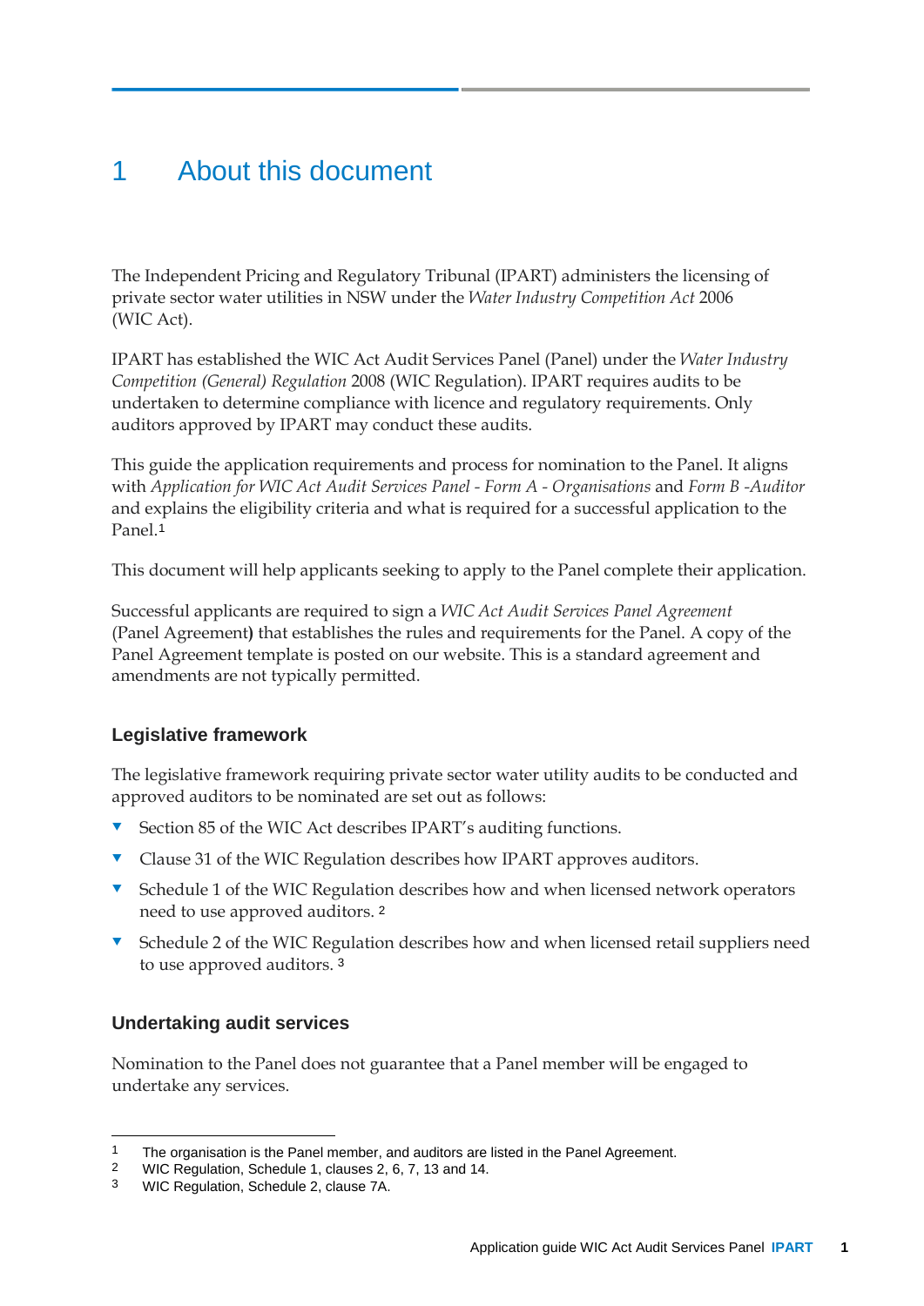# 1 About this document

The Independent Pricing and Regulatory Tribunal (IPART) administers the licensing of private sector water utilities in NSW under the *Water Industry Competition Act* 2006 (WIC Act).

IPART has established the WIC Act Audit Services Panel (Panel) under the *Water Industry Competition (General) Regulation* 2008 (WIC Regulation). IPART requires audits to be undertaken to determine compliance with licence and regulatory requirements. Only auditors approved by IPART may conduct these audits.

This guide the application requirements and process for nomination to the Panel. It aligns with *Application for WIC Act Audit Services Panel - Form A - Organisations* and *Form B -Auditor* and explains the eligibility criteria and what is required for a successful application to the Panel.[1]

This document will help applicants seeking to apply to the Panel complete their application.

Successful applicants are required to sign a *WIC Act Audit Services Panel Agreement* (Panel Agreement**)** that establishes the rules and requirements for the Panel. A copy of the Panel Agreement template is posted on our website. This is a standard agreement and amendments are not typically permitted.

### Legislative framework

The legislative framework requiring private sector water utility audits to be conducted and approved auditors to be nominated are set out as follows:

- Section 85 of the WIC Act describes IPART's auditing functions.
- Clause 31 of the WIC Regulation describes how IPART approves auditors.
- Schedule 1 of the WIC Regulation describes how and when licensed network operators need to use approved auditors. [2]
- Schedule 2 of the WIC Regulation describes how and when licensed retail suppliers need to use approved auditors. [3]

### Undertaking audit services

Nomination to the Panel does not guarantee that a Panel member will be engaged to undertake any services.

---

1 The organisation is the Panel member, and auditors are listed in the Panel Agreement.
2 WIC Regulation, Schedule 1, clauses 2, 6, 7, 13 and 14.
3 WIC Regulation, Schedule 2, clause 7A.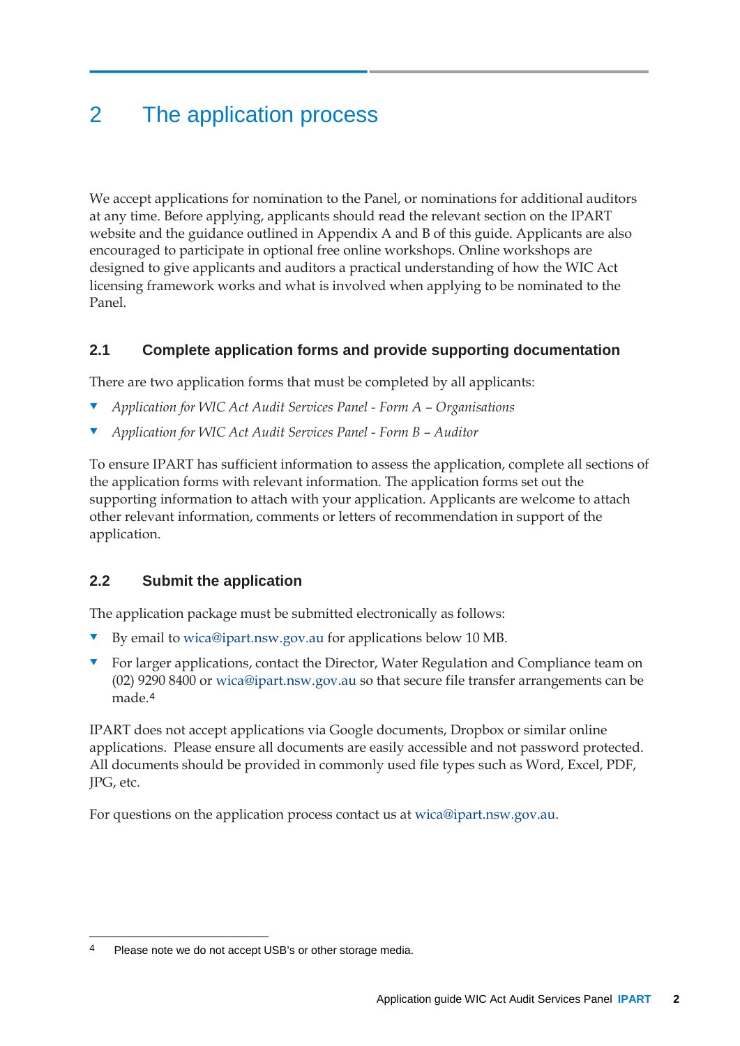# 2 The application process

We accept applications for nomination to the Panel, or nominations for additional auditors at any time. Before applying, applicants should read the relevant section on the IPART website and the guidance outlined in Appendix A and B of this guide. Applicants are also encouraged to participate in optional free online workshops. Online workshops are designed to give applicants and auditors a practical understanding of how the WIC Act licensing framework works and what is involved when applying to be nominated to the Panel.

## 2.1 Complete application forms and provide supporting documentation

There are two application forms that must be completed by all applicants:

- *Application for WIC Act Audit Services Panel - Form A – Organisations*
- *Application for WIC Act Audit Services Panel - Form B – Auditor*

To ensure IPART has sufficient information to assess the application, complete all sections of the application forms with relevant information. The application forms set out the supporting information to attach with your application. Applicants are welcome to attach other relevant information, comments or letters of recommendation in support of the application.

## 2.2 Submit the application

The application package must be submitted electronically as follows:

- By email to wica@ipart.nsw.gov.au for applications below 10 MB.
- For larger applications, contact the Director, Water Regulation and Compliance team on (02) 9290 8400 or wica@ipart.nsw.gov.au so that secure file transfer arrangements can be made.[4]

IPART does not accept applications via Google documents, Dropbox or similar online applications. Please ensure all documents are easily accessible and not password protected. All documents should be provided in commonly used file types such as Word, Excel, PDF, JPG, etc.

For questions on the application process contact us at wica@ipart.nsw.gov.au.

[4] Please note we do not accept USB's or other storage media.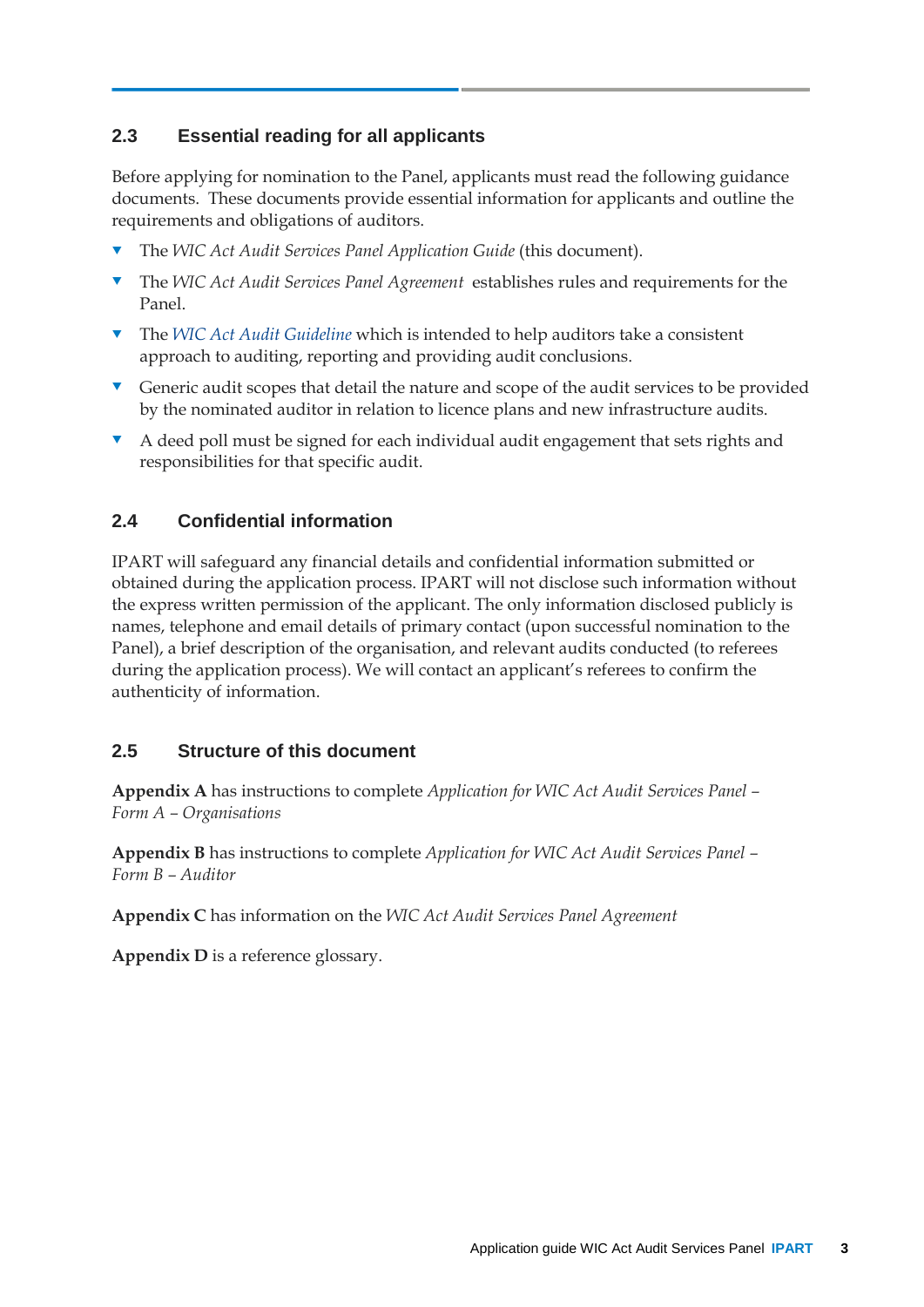## 2.3 Essential reading for all applicants

Before applying for nomination to the Panel, applicants must read the following guidance documents. These documents provide essential information for applicants and outline the requirements and obligations of auditors.

- The *WIC Act Audit Services Panel Application Guide* (this document).
- The *WIC Act Audit Services Panel Agreement* establishes rules and requirements for the Panel.
- The *WIC Act Audit Guideline* which is intended to help auditors take a consistent approach to auditing, reporting and providing audit conclusions.
- Generic audit scopes that detail the nature and scope of the audit services to be provided by the nominated auditor in relation to licence plans and new infrastructure audits.
- A deed poll must be signed for each individual audit engagement that sets rights and responsibilities for that specific audit.

## 2.4 Confidential information

IPART will safeguard any financial details and confidential information submitted or obtained during the application process. IPART will not disclose such information without the express written permission of the applicant. The only information disclosed publicly is names, telephone and email details of primary contact (upon successful nomination to the Panel), a brief description of the organisation, and relevant audits conducted (to referees during the application process). We will contact an applicant's referees to confirm the authenticity of information.

## 2.5 Structure of this document

**Appendix A** has instructions to complete *Application for WIC Act Audit Services Panel – Form A – Organisations*

**Appendix B** has instructions to complete *Application for WIC Act Audit Services Panel – Form B – Auditor*

**Appendix C** has information on the *WIC Act Audit Services Panel Agreement*

**Appendix D** is a reference glossary.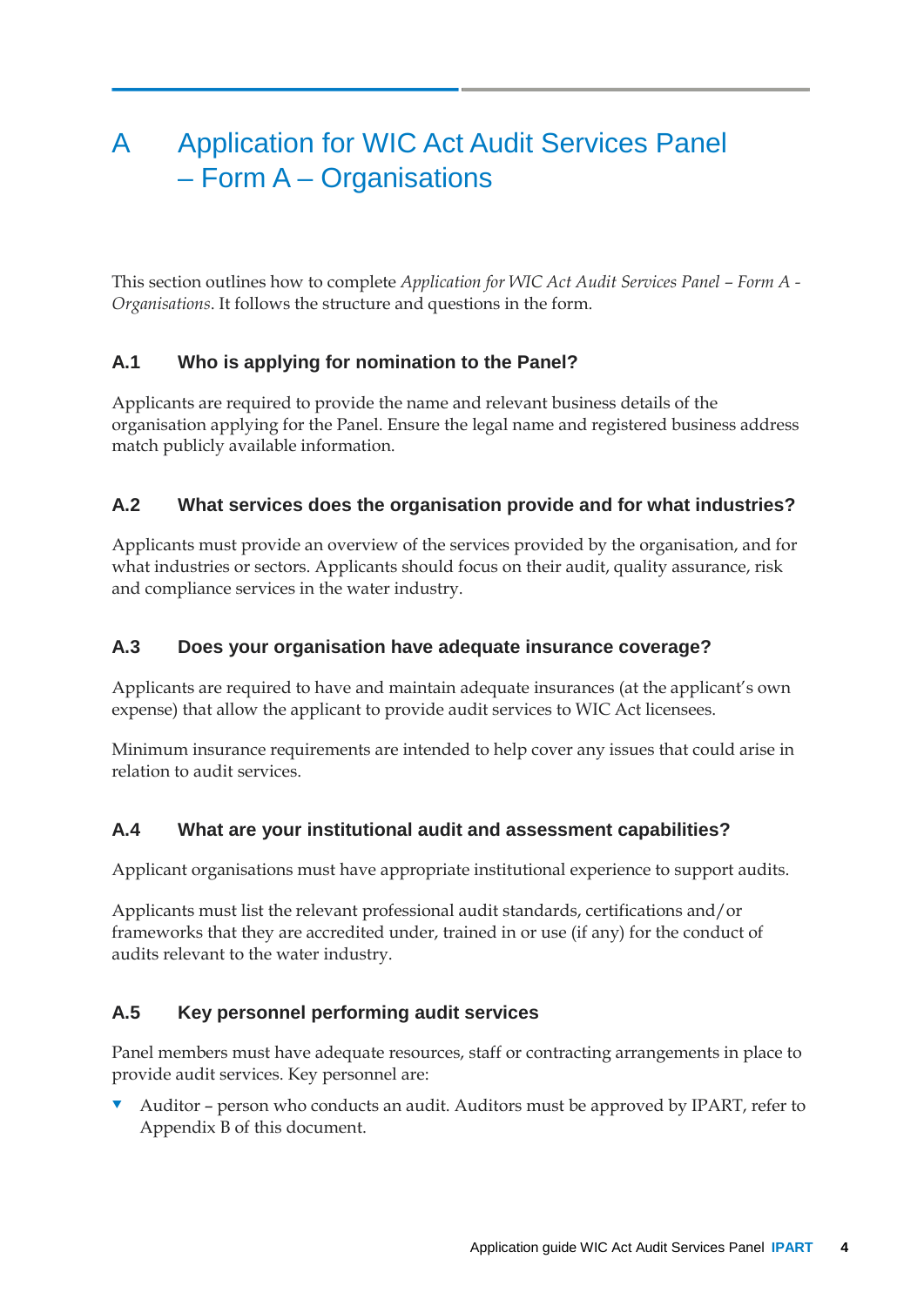# A Application for WIC Act Audit Services Panel – Form A – Organisations

This section outlines how to complete *Application for WIC Act Audit Services Panel – Form A - Organisations*. It follows the structure and questions in the form.

## A.1 Who is applying for nomination to the Panel?

Applicants are required to provide the name and relevant business details of the organisation applying for the Panel. Ensure the legal name and registered business address match publicly available information.

## A.2 What services does the organisation provide and for what industries?

Applicants must provide an overview of the services provided by the organisation, and for what industries or sectors. Applicants should focus on their audit, quality assurance, risk and compliance services in the water industry.

## A.3 Does your organisation have adequate insurance coverage?

Applicants are required to have and maintain adequate insurances (at the applicant's own expense) that allow the applicant to provide audit services to WIC Act licensees.

Minimum insurance requirements are intended to help cover any issues that could arise in relation to audit services.

## A.4 What are your institutional audit and assessment capabilities?

Applicant organisations must have appropriate institutional experience to support audits.

Applicants must list the relevant professional audit standards, certifications and/or frameworks that they are accredited under, trained in or use (if any) for the conduct of audits relevant to the water industry.

## A.5 Key personnel performing audit services

Panel members must have adequate resources, staff or contracting arrangements in place to provide audit services. Key personnel are:

- Auditor – person who conducts an audit. Auditors must be approved by IPART, refer to Appendix B of this document.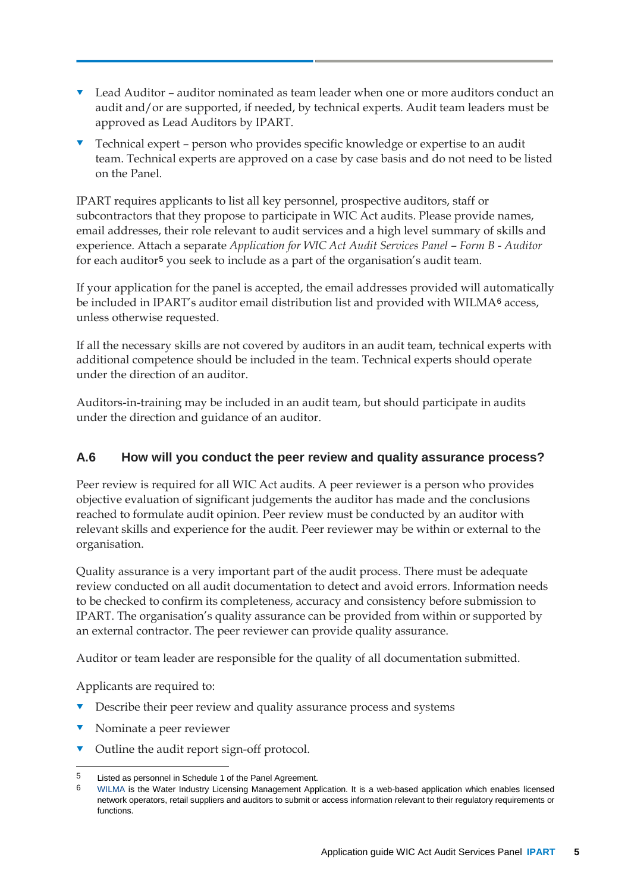- Lead Auditor – auditor nominated as team leader when one or more auditors conduct an audit and/or are supported, if needed, by technical experts. Audit team leaders must be approved as Lead Auditors by IPART.
- Technical expert – person who provides specific knowledge or expertise to an audit team. Technical experts are approved on a case by case basis and do not need to be listed on the Panel.

IPART requires applicants to list all key personnel, prospective auditors, staff or subcontractors that they propose to participate in WIC Act audits. Please provide names, email addresses, their role relevant to audit services and a high level summary of skills and experience. Attach a separate *Application for WIC Act Audit Services Panel – Form B - Auditor* for each auditor[5] you seek to include as a part of the organisation's audit team.

If your application for the panel is accepted, the email addresses provided will automatically be included in IPART's auditor email distribution list and provided with WILMA[6] access, unless otherwise requested.

If all the necessary skills are not covered by auditors in an audit team, technical experts with additional competence should be included in the team. Technical experts should operate under the direction of an auditor.

Auditors-in-training may be included in an audit team, but should participate in audits under the direction and guidance of an auditor.

### A.6 How will you conduct the peer review and quality assurance process?

Peer review is required for all WIC Act audits. A peer reviewer is a person who provides objective evaluation of significant judgements the auditor has made and the conclusions reached to formulate audit opinion. Peer review must be conducted by an auditor with relevant skills and experience for the audit. Peer reviewer may be within or external to the organisation.

Quality assurance is a very important part of the audit process. There must be adequate review conducted on all audit documentation to detect and avoid errors. Information needs to be checked to confirm its completeness, accuracy and consistency before submission to IPART. The organisation's quality assurance can be provided from within or supported by an external contractor. The peer reviewer can provide quality assurance.

Auditor or team leader are responsible for the quality of all documentation submitted.

Applicants are required to:

- Describe their peer review and quality assurance process and systems
- Nominate a peer reviewer
- Outline the audit report sign-off protocol.

---

5 Listed as personnel in Schedule 1 of the Panel Agreement.

6 WILMA is the Water Industry Licensing Management Application. It is a web-based application which enables licensed network operators, retail suppliers and auditors to submit or access information relevant to their regulatory requirements or functions.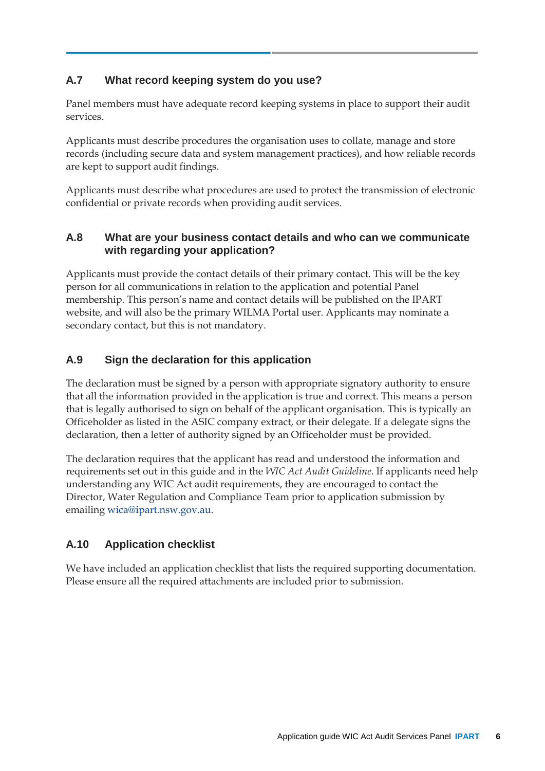## A.7 What record keeping system do you use?

Panel members must have adequate record keeping systems in place to support their audit services.

Applicants must describe procedures the organisation uses to collate, manage and store records (including secure data and system management practices), and how reliable records are kept to support audit findings.

Applicants must describe what procedures are used to protect the transmission of electronic confidential or private records when providing audit services.

## A.8 What are your business contact details and who can we communicate with regarding your application?

Applicants must provide the contact details of their primary contact. This will be the key person for all communications in relation to the application and potential Panel membership. This person's name and contact details will be published on the IPART website, and will also be the primary WILMA Portal user. Applicants may nominate a secondary contact, but this is not mandatory.

## A.9 Sign the declaration for this application

The declaration must be signed by a person with appropriate signatory authority to ensure that all the information provided in the application is true and correct. This means a person that is legally authorised to sign on behalf of the applicant organisation. This is typically an Officeholder as listed in the ASIC company extract, or their delegate. If a delegate signs the declaration, then a letter of authority signed by an Officeholder must be provided.

The declaration requires that the applicant has read and understood the information and requirements set out in this guide and in the *WIC Act Audit Guideline*. If applicants need help understanding any WIC Act audit requirements, they are encouraged to contact the Director, Water Regulation and Compliance Team prior to application submission by emailing wica@ipart.nsw.gov.au.

## A.10 Application checklist

We have included an application checklist that lists the required supporting documentation. Please ensure all the required attachments are included prior to submission.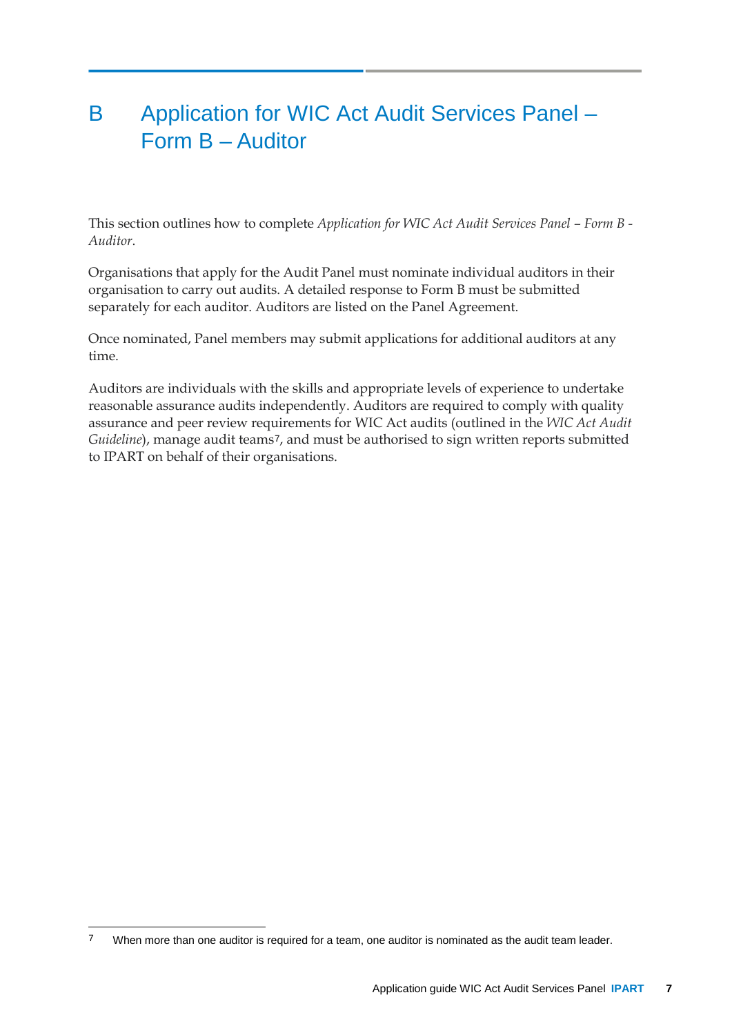# B Application for WIC Act Audit Services Panel – Form B – Auditor

This section outlines how to complete *Application for WIC Act Audit Services Panel – Form B - Auditor*.

Organisations that apply for the Audit Panel must nominate individual auditors in their organisation to carry out audits. A detailed response to Form B must be submitted separately for each auditor. Auditors are listed on the Panel Agreement.

Once nominated, Panel members may submit applications for additional auditors at any time.

Auditors are individuals with the skills and appropriate levels of experience to undertake reasonable assurance audits independently. Auditors are required to comply with quality assurance and peer review requirements for WIC Act audits (outlined in the *WIC Act Audit Guideline*), manage audit teams[7], and must be authorised to sign written reports submitted to IPART on behalf of their organisations.

---

7 When more than one auditor is required for a team, one auditor is nominated as the audit team leader.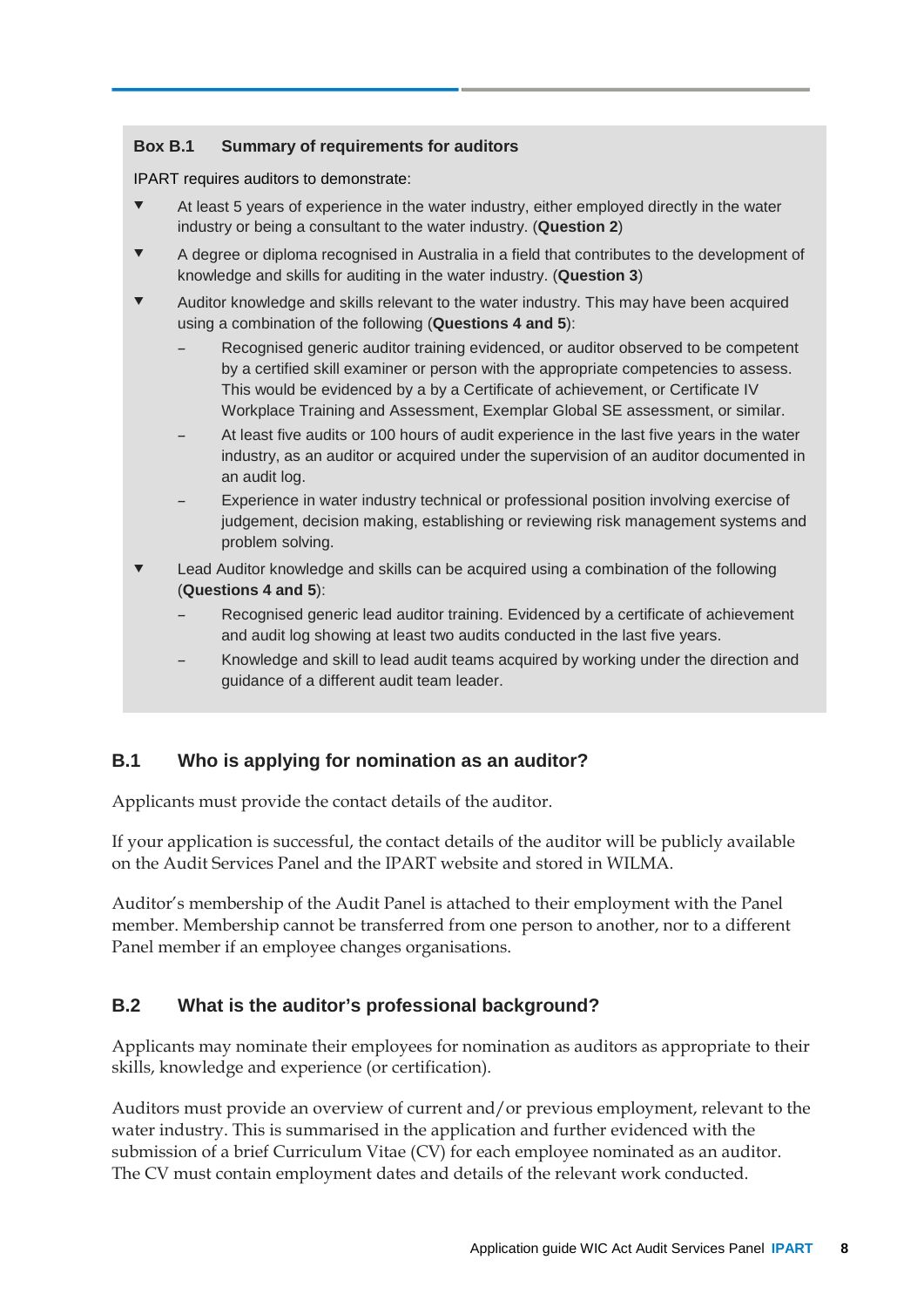**Box B.1 Summary of requirements for auditors**

IPART requires auditors to demonstrate:

- At least 5 years of experience in the water industry, either employed directly in the water industry or being a consultant to the water industry. (**Question 2**)
- A degree or diploma recognised in Australia in a field that contributes to the development of knowledge and skills for auditing in the water industry. (**Question 3**)
- Auditor knowledge and skills relevant to the water industry. This may have been acquired using a combination of the following (**Questions 4 and 5**):
  - Recognised generic auditor training evidenced, or auditor observed to be competent by a certified skill examiner or person with the appropriate competencies to assess. This would be evidenced by a by a Certificate of achievement, or Certificate IV Workplace Training and Assessment, Exemplar Global SE assessment, or similar.
  - At least five audits or 100 hours of audit experience in the last five years in the water industry, as an auditor or acquired under the supervision of an auditor documented in an audit log.
  - Experience in water industry technical or professional position involving exercise of judgement, decision making, establishing or reviewing risk management systems and problem solving.
- Lead Auditor knowledge and skills can be acquired using a combination of the following (**Questions 4 and 5**):
  - Recognised generic lead auditor training. Evidenced by a certificate of achievement and audit log showing at least two audits conducted in the last five years.
  - Knowledge and skill to lead audit teams acquired by working under the direction and guidance of a different audit team leader.

## B.1 Who is applying for nomination as an auditor?

Applicants must provide the contact details of the auditor.

If your application is successful, the contact details of the auditor will be publicly available on the Audit Services Panel and the IPART website and stored in WILMA.

Auditor's membership of the Audit Panel is attached to their employment with the Panel member. Membership cannot be transferred from one person to another, nor to a different Panel member if an employee changes organisations.

## B.2 What is the auditor's professional background?

Applicants may nominate their employees for nomination as auditors as appropriate to their skills, knowledge and experience (or certification).

Auditors must provide an overview of current and/or previous employment, relevant to the water industry. This is summarised in the application and further evidenced with the submission of a brief Curriculum Vitae (CV) for each employee nominated as an auditor. The CV must contain employment dates and details of the relevant work conducted.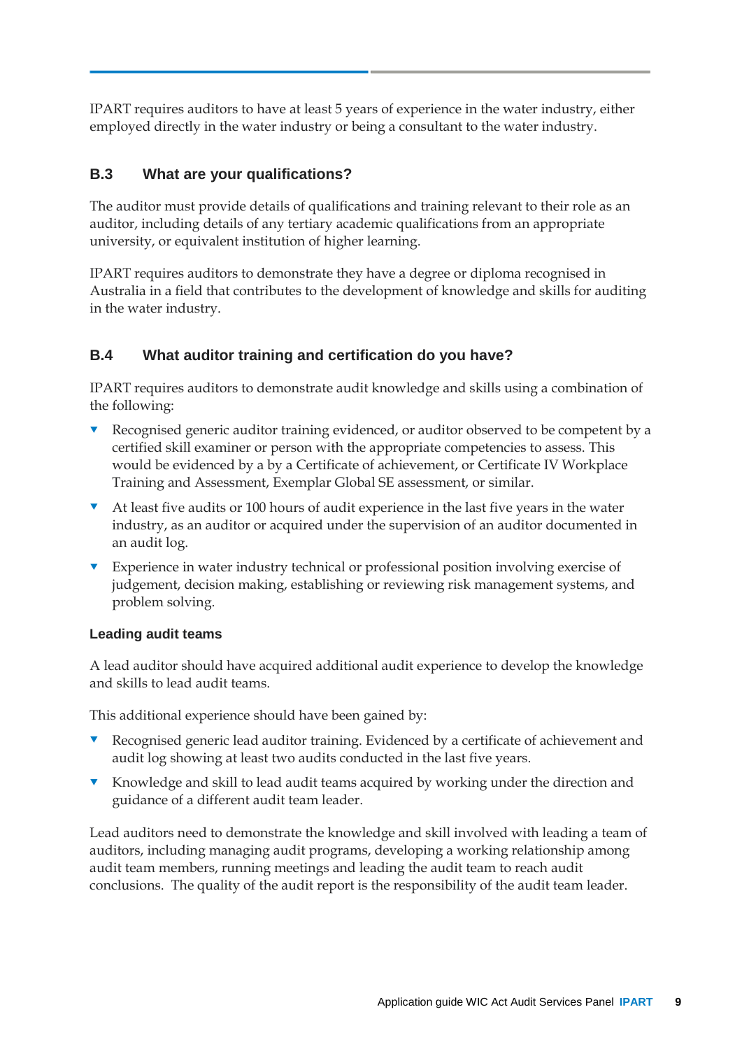IPART requires auditors to have at least 5 years of experience in the water industry, either employed directly in the water industry or being a consultant to the water industry.

## B.3 What are your qualifications?

The auditor must provide details of qualifications and training relevant to their role as an auditor, including details of any tertiary academic qualifications from an appropriate university, or equivalent institution of higher learning.

IPART requires auditors to demonstrate they have a degree or diploma recognised in Australia in a field that contributes to the development of knowledge and skills for auditing in the water industry.

## B.4 What auditor training and certification do you have?

IPART requires auditors to demonstrate audit knowledge and skills using a combination of the following:

- Recognised generic auditor training evidenced, or auditor observed to be competent by a certified skill examiner or person with the appropriate competencies to assess. This would be evidenced by a by a Certificate of achievement, or Certificate IV Workplace Training and Assessment, Exemplar Global SE assessment, or similar.
- At least five audits or 100 hours of audit experience in the last five years in the water industry, as an auditor or acquired under the supervision of an auditor documented in an audit log.
- Experience in water industry technical or professional position involving exercise of judgement, decision making, establishing or reviewing risk management systems, and problem solving.

### Leading audit teams

A lead auditor should have acquired additional audit experience to develop the knowledge and skills to lead audit teams.

This additional experience should have been gained by:

- Recognised generic lead auditor training. Evidenced by a certificate of achievement and audit log showing at least two audits conducted in the last five years.
- Knowledge and skill to lead audit teams acquired by working under the direction and guidance of a different audit team leader.

Lead auditors need to demonstrate the knowledge and skill involved with leading a team of auditors, including managing audit programs, developing a working relationship among audit team members, running meetings and leading the audit team to reach audit conclusions. The quality of the audit report is the responsibility of the audit team leader.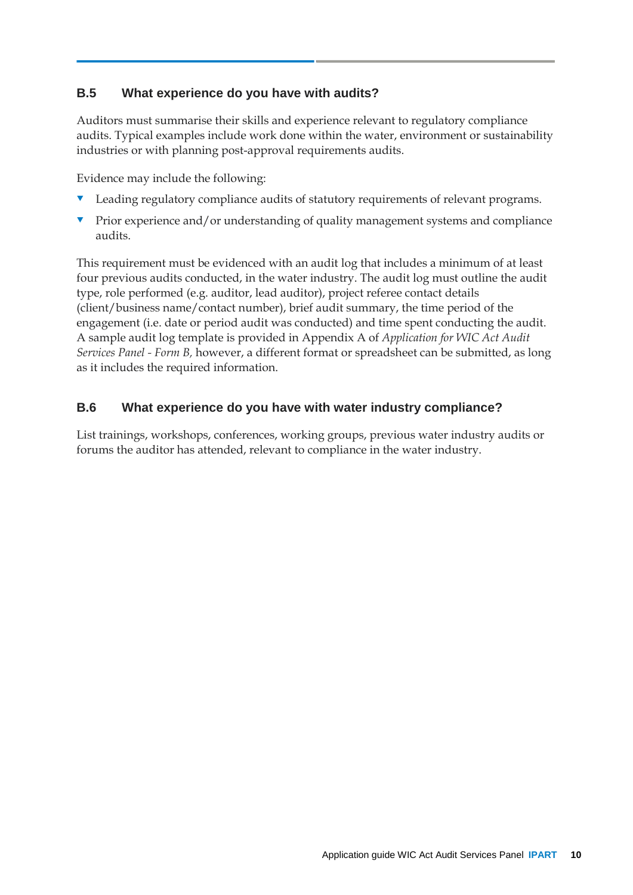## B.5 What experience do you have with audits?

Auditors must summarise their skills and experience relevant to regulatory compliance audits. Typical examples include work done within the water, environment or sustainability industries or with planning post-approval requirements audits.

Evidence may include the following:

- Leading regulatory compliance audits of statutory requirements of relevant programs.
- Prior experience and/or understanding of quality management systems and compliance audits.

This requirement must be evidenced with an audit log that includes a minimum of at least four previous audits conducted, in the water industry. The audit log must outline the audit type, role performed (e.g. auditor, lead auditor), project referee contact details (client/business name/contact number), brief audit summary, the time period of the engagement (i.e. date or period audit was conducted) and time spent conducting the audit. A sample audit log template is provided in Appendix A of *Application for WIC Act Audit Services Panel - Form B,* however, a different format or spreadsheet can be submitted, as long as it includes the required information.

## B.6 What experience do you have with water industry compliance?

List trainings, workshops, conferences, working groups, previous water industry audits or forums the auditor has attended, relevant to compliance in the water industry.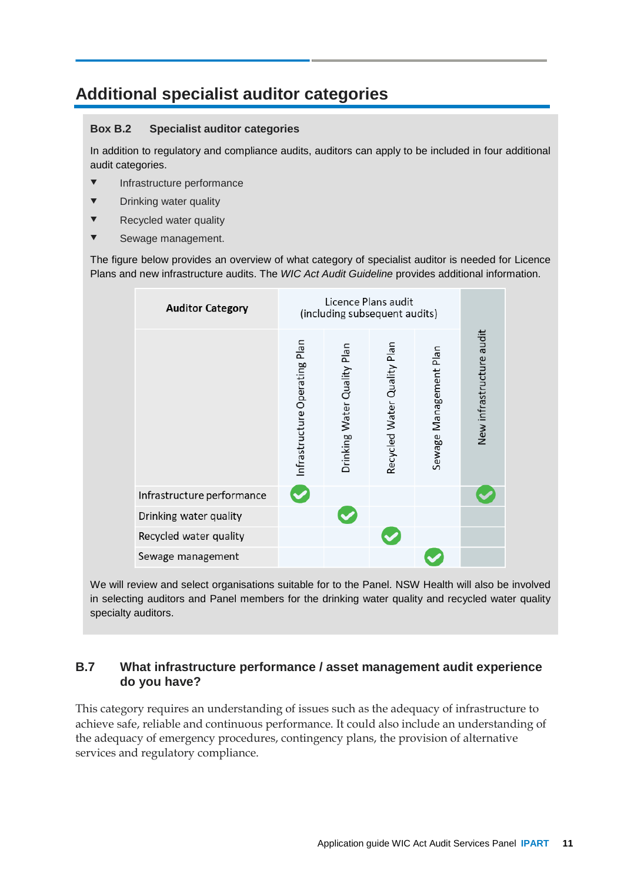# Additional specialist auditor categories

**Box B.2 Specialist auditor categories**

In addition to regulatory and compliance audits, auditors can apply to be included in four additional audit categories.

- Infrastructure performance
- Drinking water quality
- Recycled water quality
- Sewage management.

The figure below provides an overview of what category of specialist auditor is needed for Licence Plans and new infrastructure audits. The *WIC Act Audit Guideline* provides additional information.

| Auditor Category | Licence Plans audit (including subsequent audits) | | | | |
|---|---|---|---|---|---|
| | Infrastructure Operating Plan | Drinking Water Quality Plan | Recycled Water Quality Plan | Sewage Management Plan | New infrastructure audit |
| Infrastructure performance | ✓ | | | | ✓ |
| Drinking water quality | | ✓ | | | |
| Recycled water quality | | | ✓ | | |
| Sewage management | | | | ✓ | |

We will review and select organisations suitable for to the Panel. NSW Health will also be involved in selecting auditors and Panel members for the drinking water quality and recycled water quality specialty auditors.

### B.7 What infrastructure performance / asset management audit experience do you have?

This category requires an understanding of issues such as the adequacy of infrastructure to achieve safe, reliable and continuous performance. It could also include an understanding of the adequacy of emergency procedures, contingency plans, the provision of alternative services and regulatory compliance.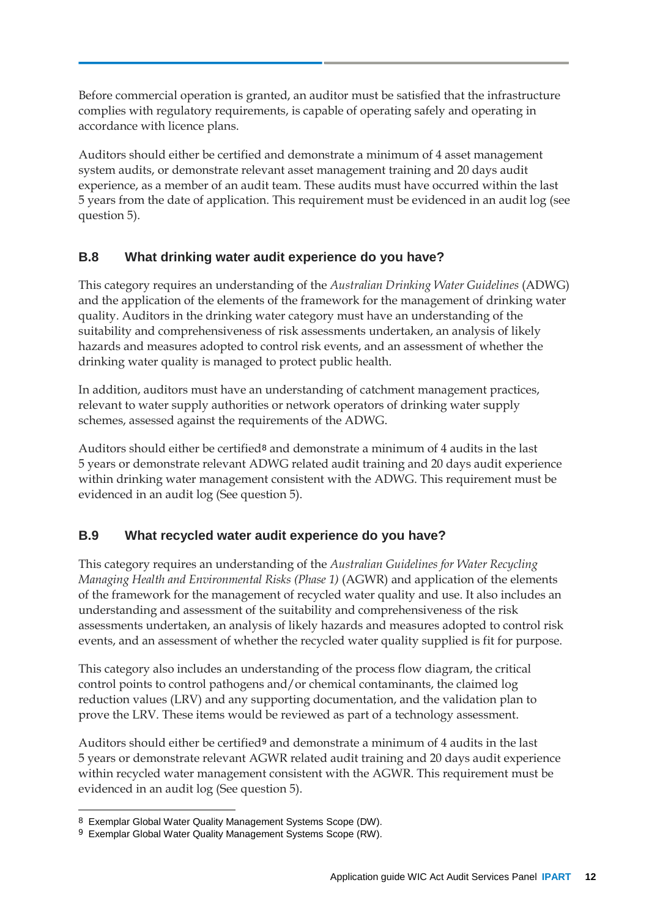Before commercial operation is granted, an auditor must be satisfied that the infrastructure complies with regulatory requirements, is capable of operating safely and operating in accordance with licence plans.

Auditors should either be certified and demonstrate a minimum of 4 asset management system audits, or demonstrate relevant asset management training and 20 days audit experience, as a member of an audit team. These audits must have occurred within the last 5 years from the date of application. This requirement must be evidenced in an audit log (see question 5).

### B.8 What drinking water audit experience do you have?

This category requires an understanding of the *Australian Drinking Water Guidelines* (ADWG) and the application of the elements of the framework for the management of drinking water quality. Auditors in the drinking water category must have an understanding of the suitability and comprehensiveness of risk assessments undertaken, an analysis of likely hazards and measures adopted to control risk events, and an assessment of whether the drinking water quality is managed to protect public health.

In addition, auditors must have an understanding of catchment management practices, relevant to water supply authorities or network operators of drinking water supply schemes, assessed against the requirements of the ADWG.

Auditors should either be certified[8] and demonstrate a minimum of 4 audits in the last 5 years or demonstrate relevant ADWG related audit training and 20 days audit experience within drinking water management consistent with the ADWG. This requirement must be evidenced in an audit log (See question 5).

### B.9 What recycled water audit experience do you have?

This category requires an understanding of the *Australian Guidelines for Water Recycling Managing Health and Environmental Risks (Phase 1)* (AGWR) and application of the elements of the framework for the management of recycled water quality and use. It also includes an understanding and assessment of the suitability and comprehensiveness of the risk assessments undertaken, an analysis of likely hazards and measures adopted to control risk events, and an assessment of whether the recycled water quality supplied is fit for purpose.

This category also includes an understanding of the process flow diagram, the critical control points to control pathogens and/or chemical contaminants, the claimed log reduction values (LRV) and any supporting documentation, and the validation plan to prove the LRV. These items would be reviewed as part of a technology assessment.

Auditors should either be certified[9] and demonstrate a minimum of 4 audits in the last 5 years or demonstrate relevant AGWR related audit training and 20 days audit experience within recycled water management consistent with the AGWR. This requirement must be evidenced in an audit log (See question 5).

---

[8] Exemplar Global Water Quality Management Systems Scope (DW).

[9] Exemplar Global Water Quality Management Systems Scope (RW).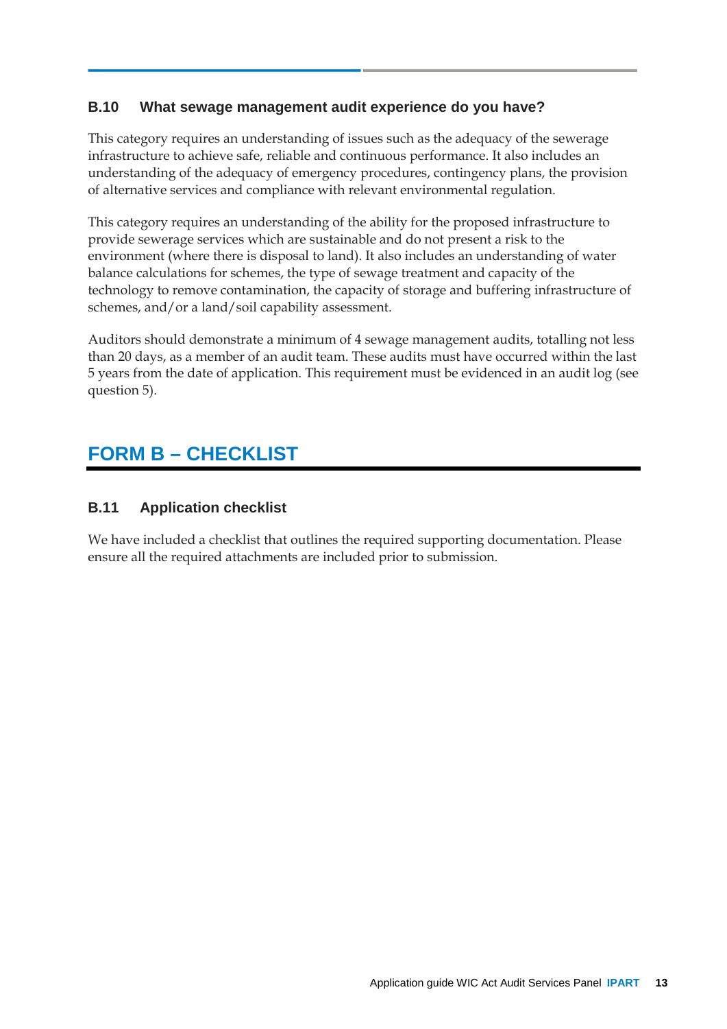### B.10 What sewage management audit experience do you have?

This category requires an understanding of issues such as the adequacy of the sewerage infrastructure to achieve safe, reliable and continuous performance. It also includes an understanding of the adequacy of emergency procedures, contingency plans, the provision of alternative services and compliance with relevant environmental regulation.

This category requires an understanding of the ability for the proposed infrastructure to provide sewerage services which are sustainable and do not present a risk to the environment (where there is disposal to land). It also includes an understanding of water balance calculations for schemes, the type of sewage treatment and capacity of the technology to remove contamination, the capacity of storage and buffering infrastructure of schemes, and/or a land/soil capability assessment.

Auditors should demonstrate a minimum of 4 sewage management audits, totalling not less than 20 days, as a member of an audit team. These audits must have occurred within the last 5 years from the date of application. This requirement must be evidenced in an audit log (see question 5).

## FORM B – CHECKLIST

### B.11 Application checklist

We have included a checklist that outlines the required supporting documentation. Please ensure all the required attachments are included prior to submission.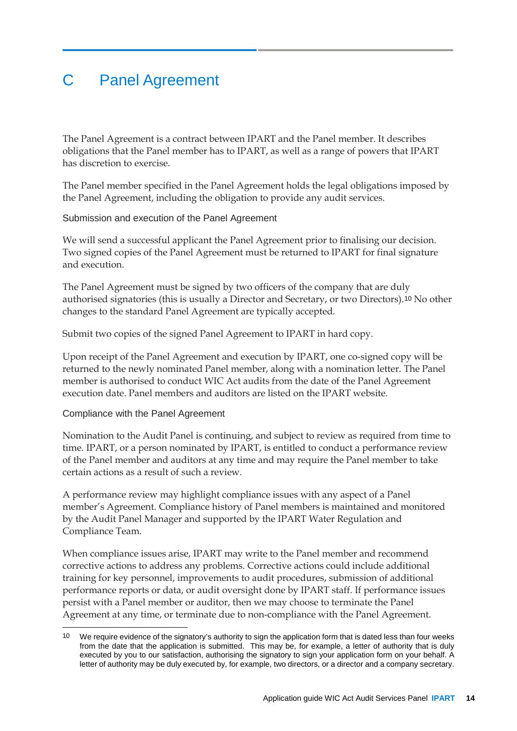# C Panel Agreement

The Panel Agreement is a contract between IPART and the Panel member. It describes obligations that the Panel member has to IPART, as well as a range of powers that IPART has discretion to exercise.

The Panel member specified in the Panel Agreement holds the legal obligations imposed by the Panel Agreement, including the obligation to provide any audit services.

### Submission and execution of the Panel Agreement

We will send a successful applicant the Panel Agreement prior to finalising our decision. Two signed copies of the Panel Agreement must be returned to IPART for final signature and execution.

The Panel Agreement must be signed by two officers of the company that are duly authorised signatories (this is usually a Director and Secretary, or two Directors).[10] No other changes to the standard Panel Agreement are typically accepted.

Submit two copies of the signed Panel Agreement to IPART in hard copy.

Upon receipt of the Panel Agreement and execution by IPART, one co-signed copy will be returned to the newly nominated Panel member, along with a nomination letter. The Panel member is authorised to conduct WIC Act audits from the date of the Panel Agreement execution date. Panel members and auditors are listed on the IPART website.

### Compliance with the Panel Agreement

Nomination to the Audit Panel is continuing, and subject to review as required from time to time. IPART, or a person nominated by IPART, is entitled to conduct a performance review of the Panel member and auditors at any time and may require the Panel member to take certain actions as a result of such a review.

A performance review may highlight compliance issues with any aspect of a Panel member's Agreement. Compliance history of Panel members is maintained and monitored by the Audit Panel Manager and supported by the IPART Water Regulation and Compliance Team.

When compliance issues arise, IPART may write to the Panel member and recommend corrective actions to address any problems. Corrective actions could include additional training for key personnel, improvements to audit procedures, submission of additional performance reports or data, or audit oversight done by IPART staff. If performance issues persist with a Panel member or auditor, then we may choose to terminate the Panel Agreement at any time, or terminate due to non-compliance with the Panel Agreement.

---

[10] We require evidence of the signatory's authority to sign the application form that is dated less than four weeks from the date that the application is submitted. This may be, for example, a letter of authority that is duly executed by you to our satisfaction, authorising the signatory to sign your application form on your behalf. A letter of authority may be duly executed by, for example, two directors, or a director and a company secretary.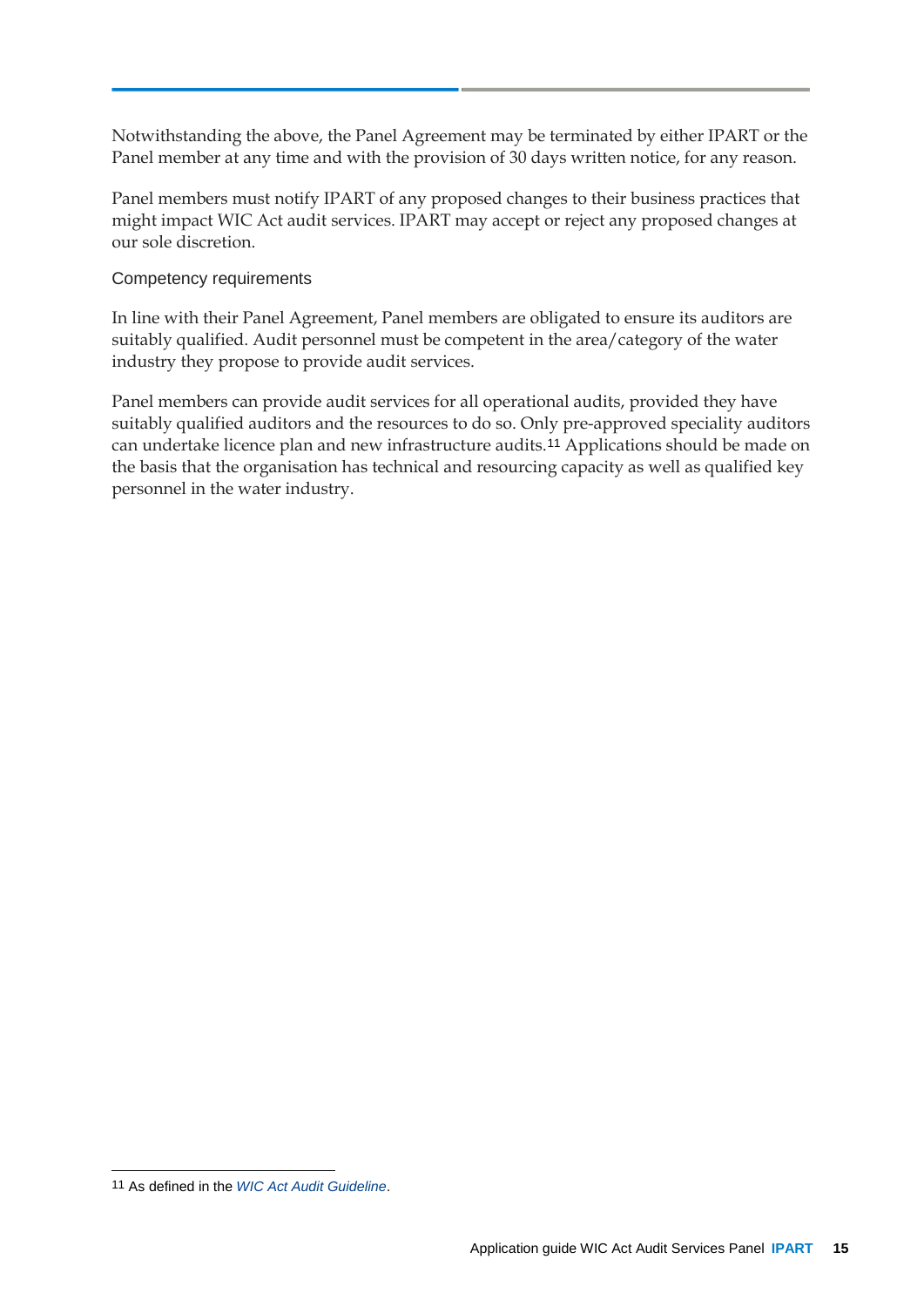Notwithstanding the above, the Panel Agreement may be terminated by either IPART or the Panel member at any time and with the provision of 30 days written notice, for any reason.

Panel members must notify IPART of any proposed changes to their business practices that might impact WIC Act audit services. IPART may accept or reject any proposed changes at our sole discretion.

### Competency requirements

In line with their Panel Agreement, Panel members are obligated to ensure its auditors are suitably qualified. Audit personnel must be competent in the area/category of the water industry they propose to provide audit services.

Panel members can provide audit services for all operational audits, provided they have suitably qualified auditors and the resources to do so. Only pre-approved speciality auditors can undertake licence plan and new infrastructure audits.[11] Applications should be made on the basis that the organisation has technical and resourcing capacity as well as qualified key personnel in the water industry.

---

[11] As defined in the *WIC Act Audit Guideline*.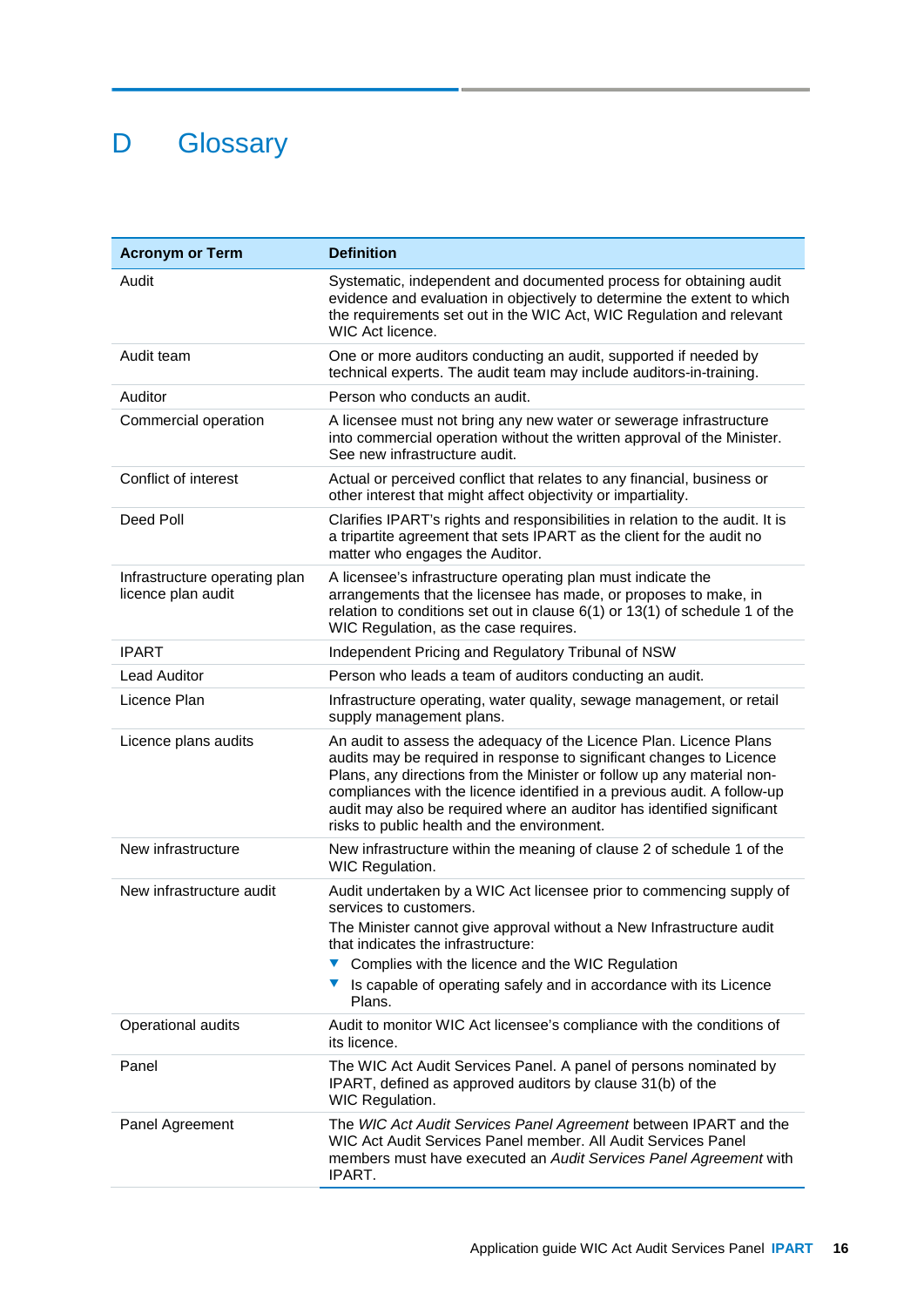# D Glossary

| Acronym or Term | Definition |
| --- | --- |
| Audit | Systematic, independent and documented process for obtaining audit evidence and evaluation in objectively to determine the extent to which the requirements set out in the WIC Act, WIC Regulation and relevant WIC Act licence. |
| Audit team | One or more auditors conducting an audit, supported if needed by technical experts. The audit team may include auditors-in-training. |
| Auditor | Person who conducts an audit. |
| Commercial operation | A licensee must not bring any new water or sewerage infrastructure into commercial operation without the written approval of the Minister. See new infrastructure audit. |
| Conflict of interest | Actual or perceived conflict that relates to any financial, business or other interest that might affect objectivity or impartiality. |
| Deed Poll | Clarifies IPART's rights and responsibilities in relation to the audit. It is a tripartite agreement that sets IPART as the client for the audit no matter who engages the Auditor. |
| Infrastructure operating plan licence plan audit | A licensee's infrastructure operating plan must indicate the arrangements that the licensee has made, or proposes to make, in relation to conditions set out in clause 6(1) or 13(1) of schedule 1 of the WIC Regulation, as the case requires. |
| IPART | Independent Pricing and Regulatory Tribunal of NSW |
| Lead Auditor | Person who leads a team of auditors conducting an audit. |
| Licence Plan | Infrastructure operating, water quality, sewage management, or retail supply management plans. |
| Licence plans audits | An audit to assess the adequacy of the Licence Plan. Licence Plans audits may be required in response to significant changes to Licence Plans, any directions from the Minister or follow up any material non-compliances with the licence identified in a previous audit. A follow-up audit may also be required where an auditor has identified significant risks to public health and the environment. |
| New infrastructure | New infrastructure within the meaning of clause 2 of schedule 1 of the WIC Regulation. |
| New infrastructure audit | Audit undertaken by a WIC Act licensee prior to commencing supply of services to customers.<br>The Minister cannot give approval without a New Infrastructure audit that indicates the infrastructure:<br>- Complies with the licence and the WIC Regulation<br>- Is capable of operating safely and in accordance with its Licence Plans. |
| Operational audits | Audit to monitor WIC Act licensee's compliance with the conditions of its licence. |
| Panel | The WIC Act Audit Services Panel. A panel of persons nominated by IPART, defined as approved auditors by clause 31(b) of the WIC Regulation. |
| Panel Agreement | The *WIC Act Audit Services Panel Agreement* between IPART and the WIC Act Audit Services Panel member. All Audit Services Panel members must have executed an *Audit Services Panel Agreement* with IPART. |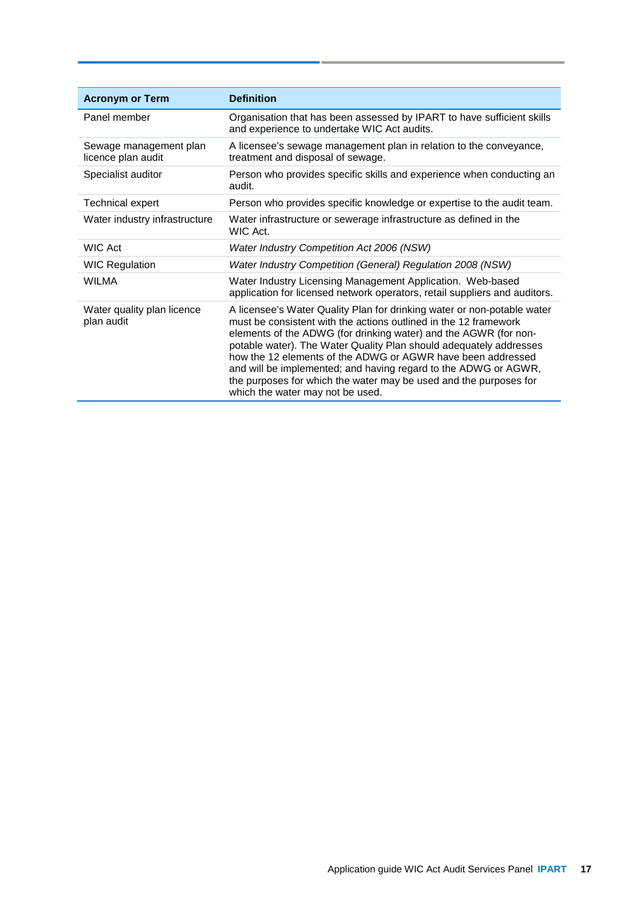| Acronym or Term | Definition |
|---|---|
| Panel member | Organisation that has been assessed by IPART to have sufficient skills and experience to undertake WIC Act audits. |
| Sewage management plan licence plan audit | A licensee's sewage management plan in relation to the conveyance, treatment and disposal of sewage. |
| Specialist auditor | Person who provides specific skills and experience when conducting an audit. |
| Technical expert | Person who provides specific knowledge or expertise to the audit team. |
| Water industry infrastructure | Water infrastructure or sewerage infrastructure as defined in the WIC Act. |
| WIC Act | *Water Industry Competition Act 2006 (NSW)* |
| WIC Regulation | *Water Industry Competition (General) Regulation 2008 (NSW)* |
| WILMA | Water Industry Licensing Management Application. Web-based application for licensed network operators, retail suppliers and auditors. |
| Water quality plan licence plan audit | A licensee's Water Quality Plan for drinking water or non-potable water must be consistent with the actions outlined in the 12 framework elements of the ADWG (for drinking water) and the AGWR (for non-potable water). The Water Quality Plan should adequately addresses how the 12 elements of the ADWG or AGWR have been addressed and will be implemented; and having regard to the ADWG or AGWR, the purposes for which the water may be used and the purposes for which the water may not be used. |